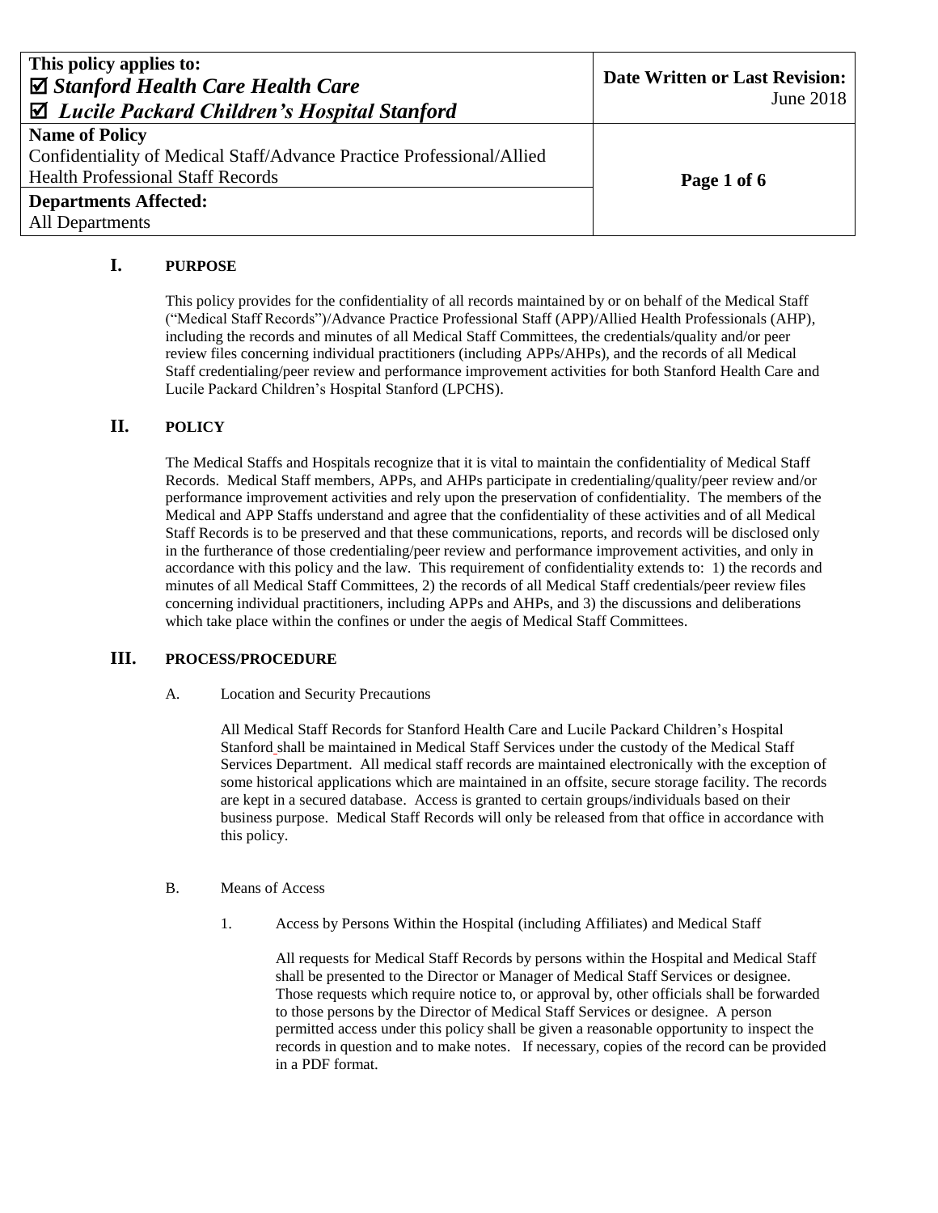| This policy applies to:<br>☑ *Stanford Health Care Health Care*<br>☑ *Lucile Packard Children's Hospital Stanford* | **Date Written or Last Revision:**<br>June 2018 |
| --- | --- |
| **Name of Policy**<br>Confidentiality of Medical Staff/Advance Practice Professional/Allied Health Professional Staff Records | |
| **Departments Affected:**<br>All Departments | |

## I. PURPOSE

This policy provides for the confidentiality of all records maintained by or on behalf of the Medical Staff ("Medical Staff Records")/Advance Practice Professional Staff (APP)/Allied Health Professionals (AHP), including the records and minutes of all Medical Staff Committees, the credentials/quality and/or peer review files concerning individual practitioners (including APPs/AHPs), and the records of all Medical Staff credentialing/peer review and performance improvement activities for both Stanford Health Care and Lucile Packard Children's Hospital Stanford (LPCHS).

## II. POLICY

The Medical Staffs and Hospitals recognize that it is vital to maintain the confidentiality of Medical Staff Records. Medical Staff members, APPs, and AHPs participate in credentialing/quality/peer review and/or performance improvement activities and rely upon the preservation of confidentiality. The members of the Medical and APP Staffs understand and agree that the confidentiality of these activities and of all Medical Staff Records is to be preserved and that these communications, reports, and records will be disclosed only in the furtherance of those credentialing/peer review and performance improvement activities, and only in accordance with this policy and the law. This requirement of confidentiality extends to: 1) the records and minutes of all Medical Staff Committees, 2) the records of all Medical Staff credentials/peer review files concerning individual practitioners, including APPs and AHPs, and 3) the discussions and deliberations which take place within the confines or under the aegis of Medical Staff Committees.

## III. PROCESS/PROCEDURE

A. Location and Security Precautions

All Medical Staff Records for Stanford Health Care and Lucile Packard Children's Hospital Stanford shall be maintained in Medical Staff Services under the custody of the Medical Staff Services Department. All medical staff records are maintained electronically with the exception of some historical applications which are maintained in an offsite, secure storage facility. The records are kept in a secured database. Access is granted to certain groups/individuals based on their business purpose. Medical Staff Records will only be released from that office in accordance with this policy.

B. Means of Access

1. Access by Persons Within the Hospital (including Affiliates) and Medical Staff

All requests for Medical Staff Records by persons within the Hospital and Medical Staff shall be presented to the Director or Manager of Medical Staff Services or designee. Those requests which require notice to, or approval by, other officials shall be forwarded to those persons by the Director of Medical Staff Services or designee. A person permitted access under this policy shall be given a reasonable opportunity to inspect the records in question and to make notes. If necessary, copies of the record can be provided in a PDF format.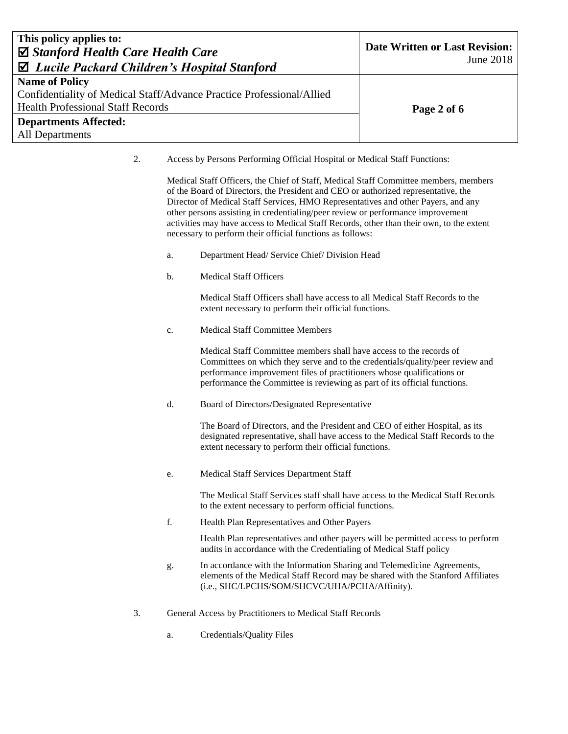2. Access by Persons Performing Official Hospital or Medical Staff Functions:

   Medical Staff Officers, the Chief of Staff, Medical Staff Committee members, members of the Board of Directors, the President and CEO or authorized representative, the Director of Medical Staff Services, HMO Representatives and other Payers, and any other persons assisting in credentialing/peer review or performance improvement activities may have access to Medical Staff Records, other than their own, to the extent necessary to perform their official functions as follows:

   a. Department Head/ Service Chief/ Division Head

   b. Medical Staff Officers

      Medical Staff Officers shall have access to all Medical Staff Records to the extent necessary to perform their official functions.

   c. Medical Staff Committee Members

      Medical Staff Committee members shall have access to the records of Committees on which they serve and to the credentials/quality/peer review and performance improvement files of practitioners whose qualifications or performance the Committee is reviewing as part of its official functions.

   d. Board of Directors/Designated Representative

      The Board of Directors, and the President and CEO of either Hospital, as its designated representative, shall have access to the Medical Staff Records to the extent necessary to perform their official functions.

   e. Medical Staff Services Department Staff

      The Medical Staff Services staff shall have access to the Medical Staff Records to the extent necessary to perform official functions.

   f. Health Plan Representatives and Other Payers

      Health Plan representatives and other payers will be permitted access to perform audits in accordance with the Credentialing of Medical Staff policy

   g. In accordance with the Information Sharing and Telemedicine Agreements, elements of the Medical Staff Record may be shared with the Stanford Affiliates (i.e., SHC/LPCHS/SOM/SHCVC/UHA/PCHA/Affinity).

3. General Access by Practitioners to Medical Staff Records

   a. Credentials/Quality Files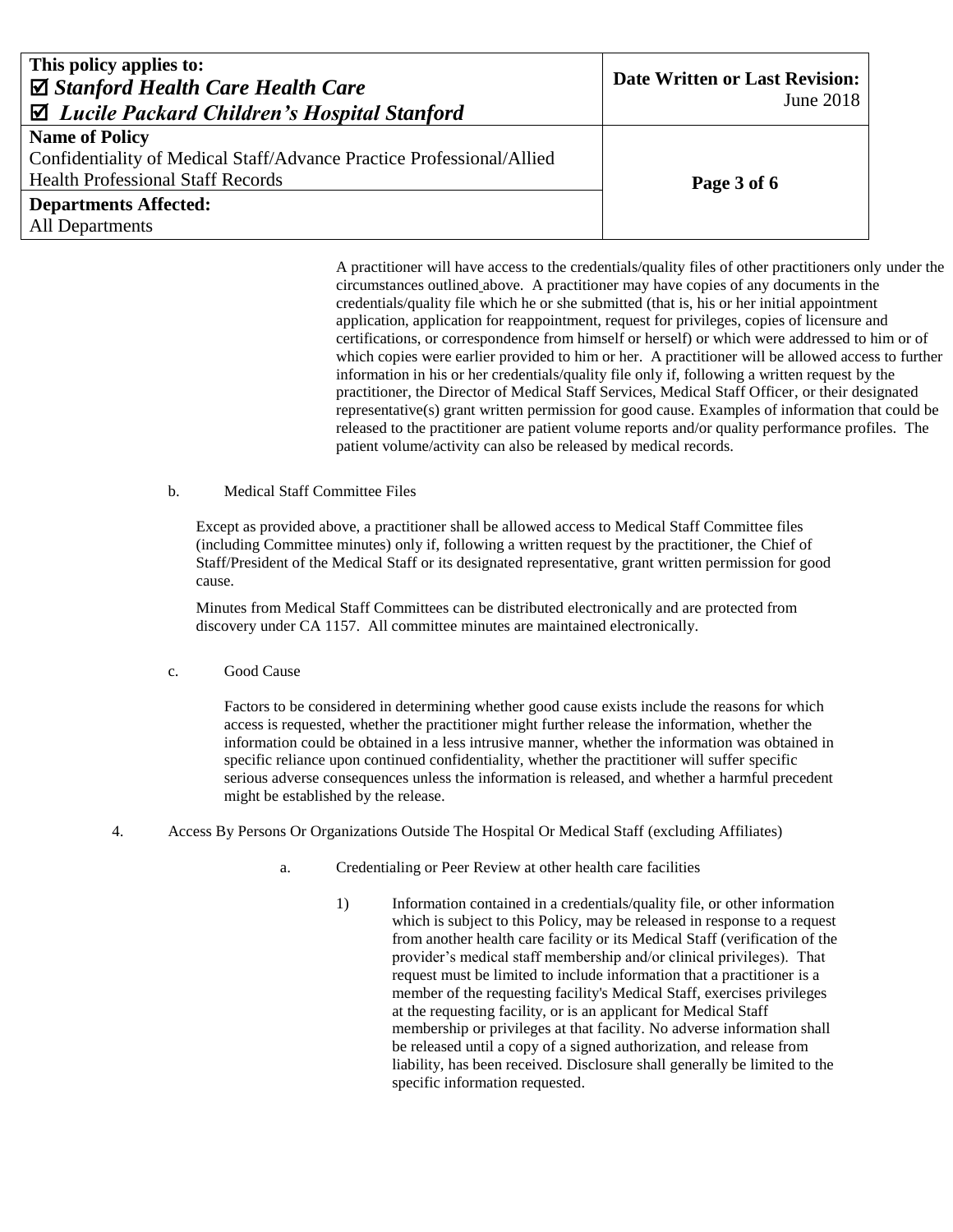A practitioner will have access to the credentials/quality files of other practitioners only under the circumstances outlined above. A practitioner may have copies of any documents in the credentials/quality file which he or she submitted (that is, his or her initial appointment application, application for reappointment, request for privileges, copies of licensure and certifications, or correspondence from himself or herself) or which were addressed to him or of which copies were earlier provided to him or her. A practitioner will be allowed access to further information in his or her credentials/quality file only if, following a written request by the practitioner, the Director of Medical Staff Services, Medical Staff Officer, or their designated representative(s) grant written permission for good cause. Examples of information that could be released to the practitioner are patient volume reports and/or quality performance profiles. The patient volume/activity can also be released by medical records.

b. Medical Staff Committee Files

Except as provided above, a practitioner shall be allowed access to Medical Staff Committee files (including Committee minutes) only if, following a written request by the practitioner, the Chief of Staff/President of the Medical Staff or its designated representative, grant written permission for good cause.

Minutes from Medical Staff Committees can be distributed electronically and are protected from discovery under CA 1157. All committee minutes are maintained electronically.

c. Good Cause

Factors to be considered in determining whether good cause exists include the reasons for which access is requested, whether the practitioner might further release the information, whether the information could be obtained in a less intrusive manner, whether the information was obtained in specific reliance upon continued confidentiality, whether the practitioner will suffer specific serious adverse consequences unless the information is released, and whether a harmful precedent might be established by the release.

4. Access By Persons Or Organizations Outside The Hospital Or Medical Staff (excluding Affiliates)

a. Credentialing or Peer Review at other health care facilities

1) Information contained in a credentials/quality file, or other information which is subject to this Policy, may be released in response to a request from another health care facility or its Medical Staff (verification of the provider's medical staff membership and/or clinical privileges). That request must be limited to include information that a practitioner is a member of the requesting facility's Medical Staff, exercises privileges at the requesting facility, or is an applicant for Medical Staff membership or privileges at that facility. No adverse information shall be released until a copy of a signed authorization, and release from liability, has been received. Disclosure shall generally be limited to the specific information requested.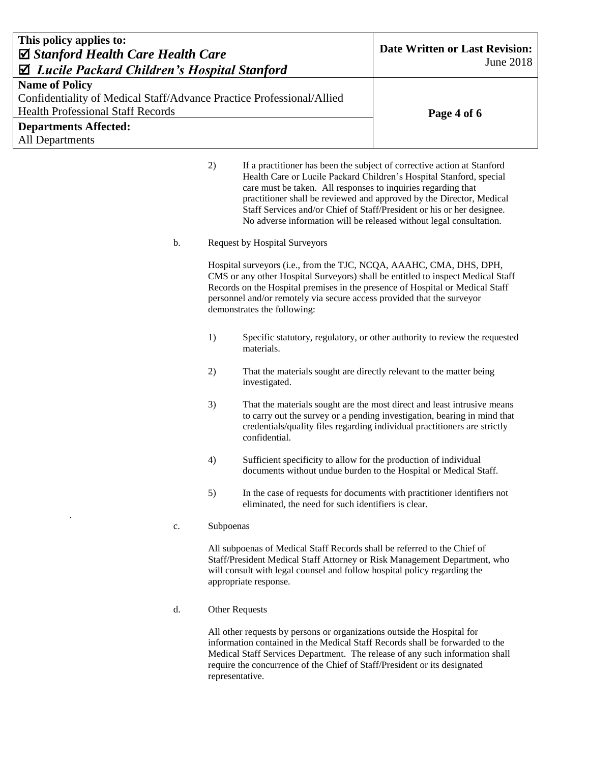2) If a practitioner has been the subject of corrective action at Stanford Health Care or Lucile Packard Children's Hospital Stanford, special care must be taken. All responses to inquiries regarding that practitioner shall be reviewed and approved by the Director, Medical Staff Services and/or Chief of Staff/President or his or her designee. No adverse information will be released without legal consultation.

b. Request by Hospital Surveyors

Hospital surveyors (i.e., from the TJC, NCQA, AAAHC, CMA, DHS, DPH, CMS or any other Hospital Surveyors) shall be entitled to inspect Medical Staff Records on the Hospital premises in the presence of Hospital or Medical Staff personnel and/or remotely via secure access provided that the surveyor demonstrates the following:

1) Specific statutory, regulatory, or other authority to review the requested materials.

2) That the materials sought are directly relevant to the matter being investigated.

3) That the materials sought are the most direct and least intrusive means to carry out the survey or a pending investigation, bearing in mind that credentials/quality files regarding individual practitioners are strictly confidential.

4) Sufficient specificity to allow for the production of individual documents without undue burden to the Hospital or Medical Staff.

5) In the case of requests for documents with practitioner identifiers not eliminated, the need for such identifiers is clear.

c. Subpoenas

All subpoenas of Medical Staff Records shall be referred to the Chief of Staff/President Medical Staff Attorney or Risk Management Department, who will consult with legal counsel and follow hospital policy regarding the appropriate response.

d. Other Requests

All other requests by persons or organizations outside the Hospital for information contained in the Medical Staff Records shall be forwarded to the Medical Staff Services Department. The release of any such information shall require the concurrence of the Chief of Staff/President or its designated representative.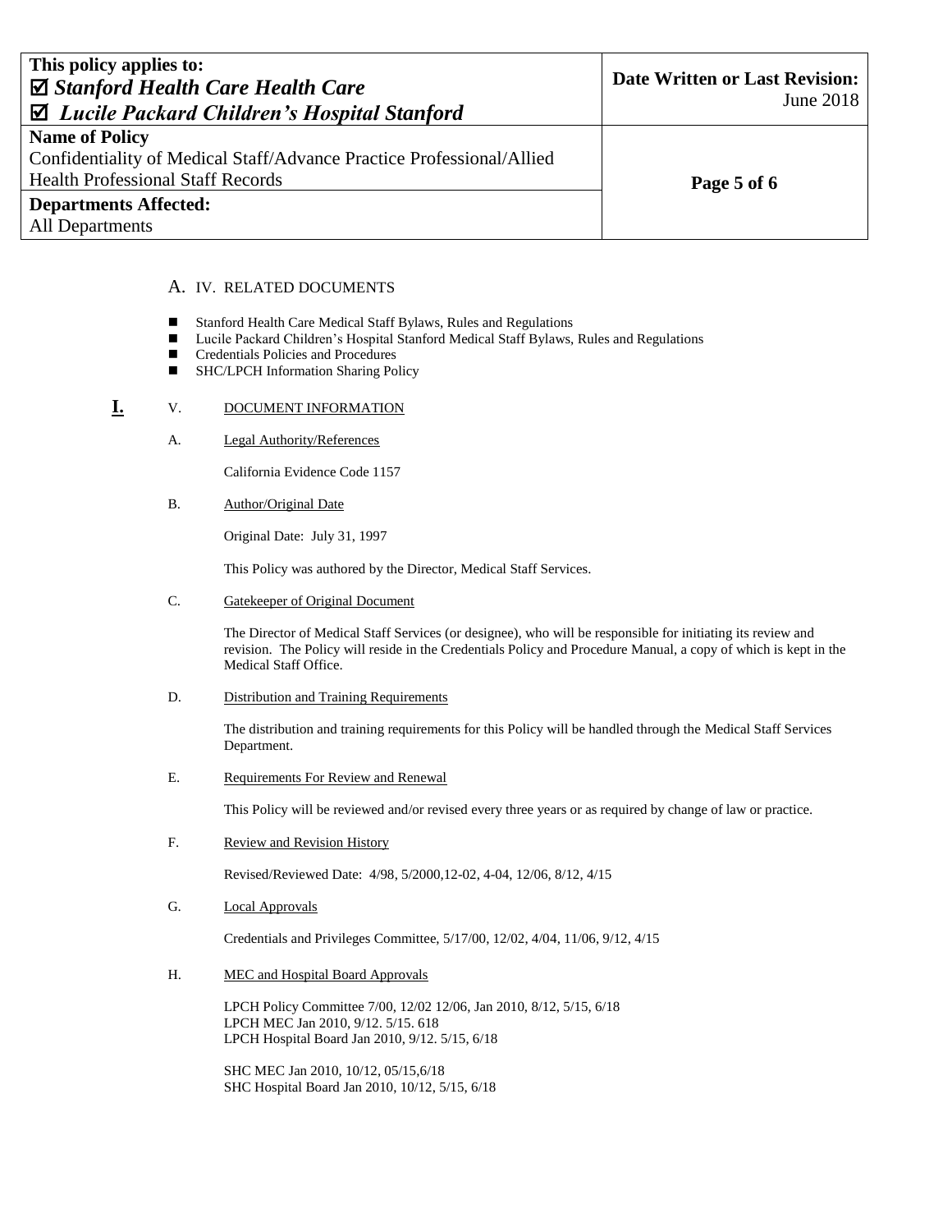A. IV. RELATED DOCUMENTS

- Stanford Health Care Medical Staff Bylaws, Rules and Regulations
- Lucile Packard Children's Hospital Stanford Medical Staff Bylaws, Rules and Regulations
- Credentials Policies and Procedures
- SHC/LPCH Information Sharing Policy

**I.** V. DOCUMENT INFORMATION

A. Legal Authority/References

California Evidence Code 1157

B. Author/Original Date

Original Date: July 31, 1997

This Policy was authored by the Director, Medical Staff Services.

C. Gatekeeper of Original Document

The Director of Medical Staff Services (or designee), who will be responsible for initiating its review and revision. The Policy will reside in the Credentials Policy and Procedure Manual, a copy of which is kept in the Medical Staff Office.

D. Distribution and Training Requirements

The distribution and training requirements for this Policy will be handled through the Medical Staff Services Department.

E. Requirements For Review and Renewal

This Policy will be reviewed and/or revised every three years or as required by change of law or practice.

F. Review and Revision History

Revised/Reviewed Date: 4/98, 5/2000,12-02, 4-04, 12/06, 8/12, 4/15

G. Local Approvals

Credentials and Privileges Committee, 5/17/00, 12/02, 4/04, 11/06, 9/12, 4/15

H. MEC and Hospital Board Approvals

LPCH Policy Committee 7/00, 12/02 12/06, Jan 2010, 8/12, 5/15, 6/18
LPCH MEC Jan 2010, 9/12. 5/15. 618
LPCH Hospital Board Jan 2010, 9/12. 5/15, 6/18

SHC MEC Jan 2010, 10/12, 05/15,6/18
SHC Hospital Board Jan 2010, 10/12, 5/15, 6/18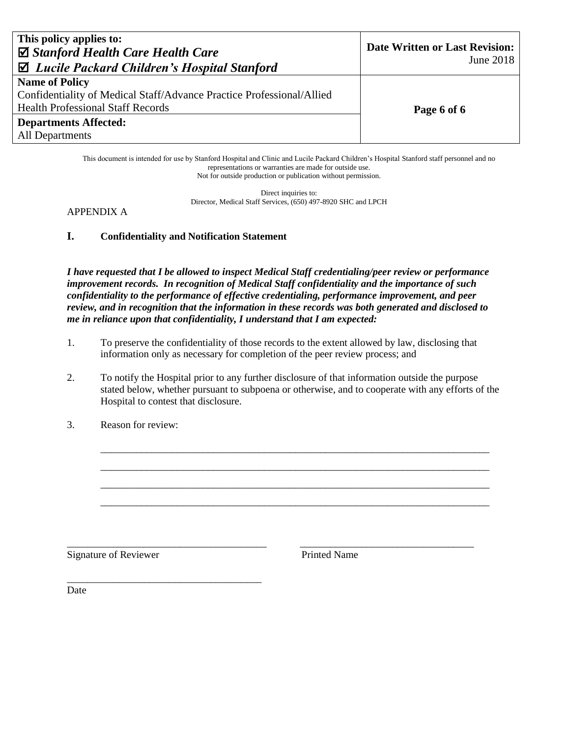APPENDIX A

## I. Confidentiality and Notification Statement

***I have requested that I be allowed to inspect Medical Staff credentialing/peer review or performance improvement records. In recognition of Medical Staff confidentiality and the importance of such confidentiality to the performance of effective credentialing, performance improvement, and peer review, and in recognition that the information in these records was both generated and disclosed to me in reliance upon that confidentiality, I understand that I am expected:***

1. To preserve the confidentiality of those records to the extent allowed by law, disclosing that information only as necessary for completion of the peer review process; and

2. To notify the Hospital prior to any further disclosure of that information outside the purpose stated below, whether pursuant to subpoena or otherwise, and to cooperate with any efforts of the Hospital to contest that disclosure.

3. Reason for review:

   ______________________________________________________________________________

   ______________________________________________________________________________

   ______________________________________________________________________________

   ______________________________________________________________________________

________________________________________ ________________________________
Signature of Reviewer Printed Name

________________________________________
Date